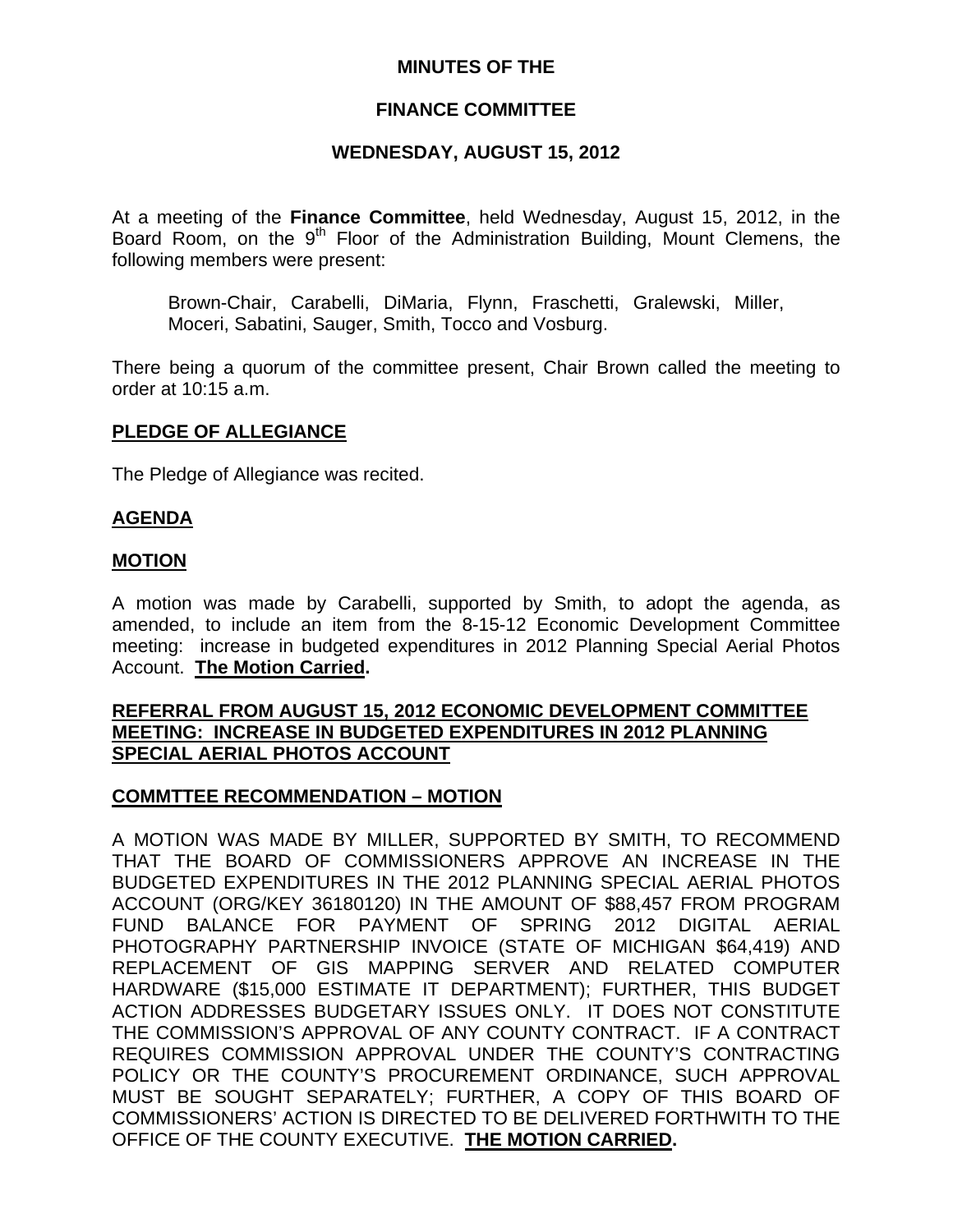# MINUTES OF THE

# FINANCE COMMITTEE

# WEDNESDAY, AUGUST 15, 2012

At a meeting of the **Finance Committee**, held Wednesday, August 15, 2012, in the Board Room, on the 9th Floor of the Administration Building, Mount Clemens, the following members were present:

Brown-Chair, Carabelli, DiMaria, Flynn, Fraschetti, Gralewski, Miller, Moceri, Sabatini, Sauger, Smith, Tocco and Vosburg.

There being a quorum of the committee present, Chair Brown called the meeting to order at 10:15 a.m.

## PLEDGE OF ALLEGIANCE

The Pledge of Allegiance was recited.

## AGENDA

## MOTION

A motion was made by Carabelli, supported by Smith, to adopt the agenda, as amended, to include an item from the 8-15-12 Economic Development Committee meeting: increase in budgeted expenditures in 2012 Planning Special Aerial Photos Account. **The Motion Carried.**

## REFERRAL FROM AUGUST 15, 2012 ECONOMIC DEVELOPMENT COMMITTEE MEETING: INCREASE IN BUDGETED EXPENDITURES IN 2012 PLANNING SPECIAL AERIAL PHOTOS ACCOUNT

## COMMTTEE RECOMMENDATION – MOTION

A MOTION WAS MADE BY MILLER, SUPPORTED BY SMITH, TO RECOMMEND THAT THE BOARD OF COMMISSIONERS APPROVE AN INCREASE IN THE BUDGETED EXPENDITURES IN THE 2012 PLANNING SPECIAL AERIAL PHOTOS ACCOUNT (ORG/KEY 36180120) IN THE AMOUNT OF $88,457 FROM PROGRAM FUND BALANCE FOR PAYMENT OF SPRING 2012 DIGITAL AERIAL PHOTOGRAPHY PARTNERSHIP INVOICE (STATE OF MICHIGAN $64,419) AND REPLACEMENT OF GIS MAPPING SERVER AND RELATED COMPUTER HARDWARE ($15,000 ESTIMATE IT DEPARTMENT); FURTHER, THIS BUDGET ACTION ADDRESSES BUDGETARY ISSUES ONLY. IT DOES NOT CONSTITUTE THE COMMISSION'S APPROVAL OF ANY COUNTY CONTRACT. IF A CONTRACT REQUIRES COMMISSION APPROVAL UNDER THE COUNTY'S CONTRACTING POLICY OR THE COUNTY'S PROCUREMENT ORDINANCE, SUCH APPROVAL MUST BE SOUGHT SEPARATELY; FURTHER, A COPY OF THIS BOARD OF COMMISSIONERS' ACTION IS DIRECTED TO BE DELIVERED FORTHWITH TO THE OFFICE OF THE COUNTY EXECUTIVE. **THE MOTION CARRIED.**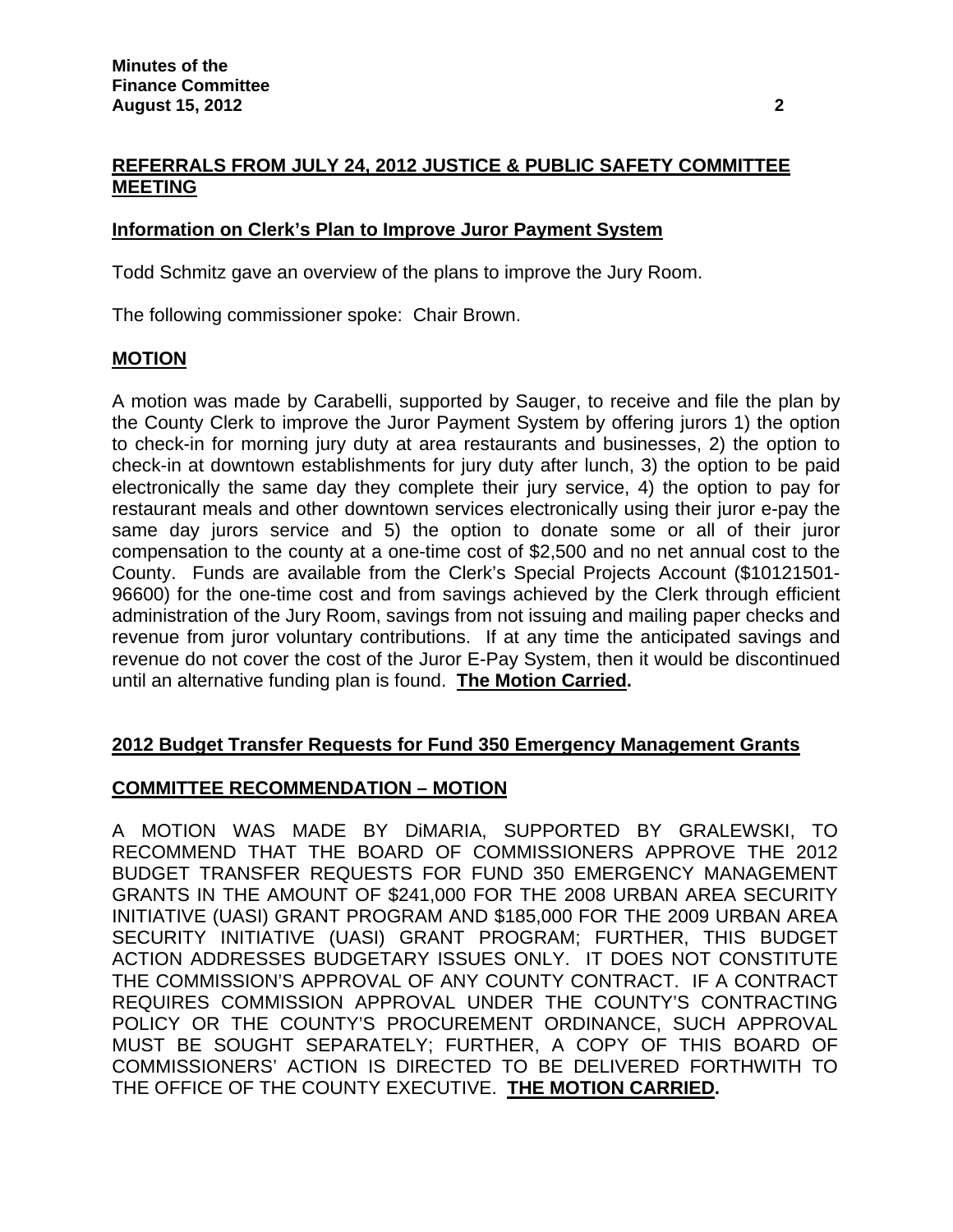## REFERRALS FROM JULY 24, 2012 JUSTICE & PUBLIC SAFETY COMMITTEE MEETING

### Information on Clerk's Plan to Improve Juror Payment System

Todd Schmitz gave an overview of the plans to improve the Jury Room.

The following commissioner spoke: Chair Brown.

### MOTION

A motion was made by Carabelli, supported by Sauger, to receive and file the plan by the County Clerk to improve the Juror Payment System by offering jurors 1) the option to check-in for morning jury duty at area restaurants and businesses, 2) the option to check-in at downtown establishments for jury duty after lunch, 3) the option to be paid electronically the same day they complete their jury service, 4) the option to pay for restaurant meals and other downtown services electronically using their juror e-pay the same day jurors service and 5) the option to donate some or all of their juror compensation to the county at a one-time cost of $2,500 and no net annual cost to the County. Funds are available from the Clerk's Special Projects Account ($10121501-96600) for the one-time cost and from savings achieved by the Clerk through efficient administration of the Jury Room, savings from not issuing and mailing paper checks and revenue from juror voluntary contributions. If at any time the anticipated savings and revenue do not cover the cost of the Juror E-Pay System, then it would be discontinued until an alternative funding plan is found. **The Motion Carried.**

### 2012 Budget Transfer Requests for Fund 350 Emergency Management Grants

### COMMITTEE RECOMMENDATION – MOTION

A MOTION WAS MADE BY DiMARIA, SUPPORTED BY GRALEWSKI, TO RECOMMEND THAT THE BOARD OF COMMISSIONERS APPROVE THE 2012 BUDGET TRANSFER REQUESTS FOR FUND 350 EMERGENCY MANAGEMENT GRANTS IN THE AMOUNT OF $241,000 FOR THE 2008 URBAN AREA SECURITY INITIATIVE (UASI) GRANT PROGRAM AND $185,000 FOR THE 2009 URBAN AREA SECURITY INITIATIVE (UASI) GRANT PROGRAM; FURTHER, THIS BUDGET ACTION ADDRESSES BUDGETARY ISSUES ONLY. IT DOES NOT CONSTITUTE THE COMMISSION'S APPROVAL OF ANY COUNTY CONTRACT. IF A CONTRACT REQUIRES COMMISSION APPROVAL UNDER THE COUNTY'S CONTRACTING POLICY OR THE COUNTY'S PROCUREMENT ORDINANCE, SUCH APPROVAL MUST BE SOUGHT SEPARATELY; FURTHER, A COPY OF THIS BOARD OF COMMISSIONERS' ACTION IS DIRECTED TO BE DELIVERED FORTHWITH TO THE OFFICE OF THE COUNTY EXECUTIVE. **THE MOTION CARRIED.**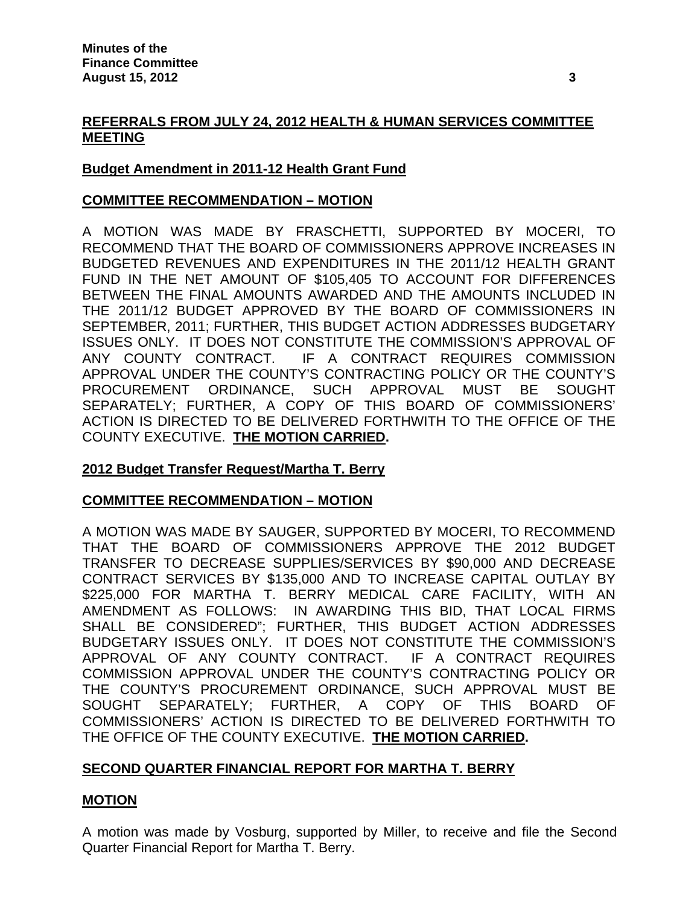## REFERRALS FROM JULY 24, 2012 HEALTH & HUMAN SERVICES COMMITTEE MEETING

### Budget Amendment in 2011-12 Health Grant Fund

### COMMITTEE RECOMMENDATION – MOTION

A MOTION WAS MADE BY FRASCHETTI, SUPPORTED BY MOCERI, TO RECOMMEND THAT THE BOARD OF COMMISSIONERS APPROVE INCREASES IN BUDGETED REVENUES AND EXPENDITURES IN THE 2011/12 HEALTH GRANT FUND IN THE NET AMOUNT OF $105,405 TO ACCOUNT FOR DIFFERENCES BETWEEN THE FINAL AMOUNTS AWARDED AND THE AMOUNTS INCLUDED IN THE 2011/12 BUDGET APPROVED BY THE BOARD OF COMMISSIONERS IN SEPTEMBER, 2011; FURTHER, THIS BUDGET ACTION ADDRESSES BUDGETARY ISSUES ONLY. IT DOES NOT CONSTITUTE THE COMMISSION'S APPROVAL OF ANY COUNTY CONTRACT. IF A CONTRACT REQUIRES COMMISSION APPROVAL UNDER THE COUNTY'S CONTRACTING POLICY OR THE COUNTY'S PROCUREMENT ORDINANCE, SUCH APPROVAL MUST BE SOUGHT SEPARATELY; FURTHER, A COPY OF THIS BOARD OF COMMISSIONERS' ACTION IS DIRECTED TO BE DELIVERED FORTHWITH TO THE OFFICE OF THE COUNTY EXECUTIVE. **THE MOTION CARRIED.**

### 2012 Budget Transfer Request/Martha T. Berry

### COMMITTEE RECOMMENDATION – MOTION

A MOTION WAS MADE BY SAUGER, SUPPORTED BY MOCERI, TO RECOMMEND THAT THE BOARD OF COMMISSIONERS APPROVE THE 2012 BUDGET TRANSFER TO DECREASE SUPPLIES/SERVICES BY $90,000 AND DECREASE CONTRACT SERVICES BY $135,000 AND TO INCREASE CAPITAL OUTLAY BY $225,000 FOR MARTHA T. BERRY MEDICAL CARE FACILITY, WITH AN AMENDMENT AS FOLLOWS: IN AWARDING THIS BID, THAT LOCAL FIRMS SHALL BE CONSIDERED"; FURTHER, THIS BUDGET ACTION ADDRESSES BUDGETARY ISSUES ONLY. IT DOES NOT CONSTITUTE THE COMMISSION'S APPROVAL OF ANY COUNTY CONTRACT. IF A CONTRACT REQUIRES COMMISSION APPROVAL UNDER THE COUNTY'S CONTRACTING POLICY OR THE COUNTY'S PROCUREMENT ORDINANCE, SUCH APPROVAL MUST BE SOUGHT SEPARATELY; FURTHER, A COPY OF THIS BOARD OF COMMISSIONERS' ACTION IS DIRECTED TO BE DELIVERED FORTHWITH TO THE OFFICE OF THE COUNTY EXECUTIVE. **THE MOTION CARRIED.**

## SECOND QUARTER FINANCIAL REPORT FOR MARTHA T. BERRY

### MOTION

A motion was made by Vosburg, supported by Miller, to receive and file the Second Quarter Financial Report for Martha T. Berry.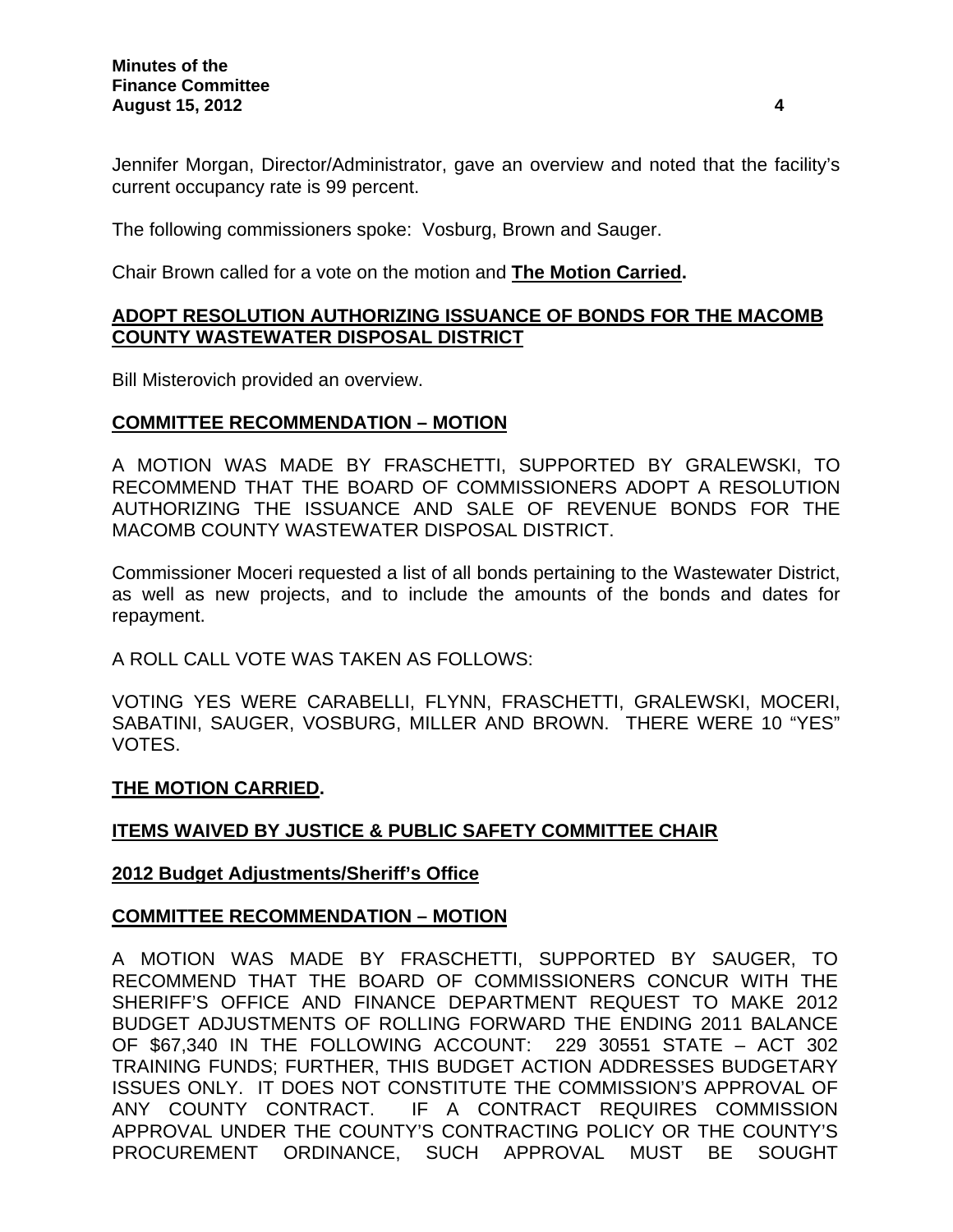Jennifer Morgan, Director/Administrator, gave an overview and noted that the facility's current occupancy rate is 99 percent.

The following commissioners spoke: Vosburg, Brown and Sauger.

Chair Brown called for a vote on the motion and **The Motion Carried.**

## ADOPT RESOLUTION AUTHORIZING ISSUANCE OF BONDS FOR THE MACOMB COUNTY WASTEWATER DISPOSAL DISTRICT

Bill Misterovich provided an overview.

## COMMITTEE RECOMMENDATION – MOTION

A MOTION WAS MADE BY FRASCHETTI, SUPPORTED BY GRALEWSKI, TO RECOMMEND THAT THE BOARD OF COMMISSIONERS ADOPT A RESOLUTION AUTHORIZING THE ISSUANCE AND SALE OF REVENUE BONDS FOR THE MACOMB COUNTY WASTEWATER DISPOSAL DISTRICT.

Commissioner Moceri requested a list of all bonds pertaining to the Wastewater District, as well as new projects, and to include the amounts of the bonds and dates for repayment.

A ROLL CALL VOTE WAS TAKEN AS FOLLOWS:

VOTING YES WERE CARABELLI, FLYNN, FRASCHETTI, GRALEWSKI, MOCERI, SABATINI, SAUGER, VOSBURG, MILLER AND BROWN. THERE WERE 10 "YES" VOTES.

**THE MOTION CARRIED.**

## ITEMS WAIVED BY JUSTICE & PUBLIC SAFETY COMMITTEE CHAIR

### 2012 Budget Adjustments/Sheriff's Office

## COMMITTEE RECOMMENDATION – MOTION

A MOTION WAS MADE BY FRASCHETTI, SUPPORTED BY SAUGER, TO RECOMMEND THAT THE BOARD OF COMMISSIONERS CONCUR WITH THE SHERIFF'S OFFICE AND FINANCE DEPARTMENT REQUEST TO MAKE 2012 BUDGET ADJUSTMENTS OF ROLLING FORWARD THE ENDING 2011 BALANCE OF $67,340 IN THE FOLLOWING ACCOUNT: 229 30551 STATE – ACT 302 TRAINING FUNDS; FURTHER, THIS BUDGET ACTION ADDRESSES BUDGETARY ISSUES ONLY. IT DOES NOT CONSTITUTE THE COMMISSION'S APPROVAL OF ANY COUNTY CONTRACT. IF A CONTRACT REQUIRES COMMISSION APPROVAL UNDER THE COUNTY'S CONTRACTING POLICY OR THE COUNTY'S PROCUREMENT ORDINANCE, SUCH APPROVAL MUST BE SOUGHT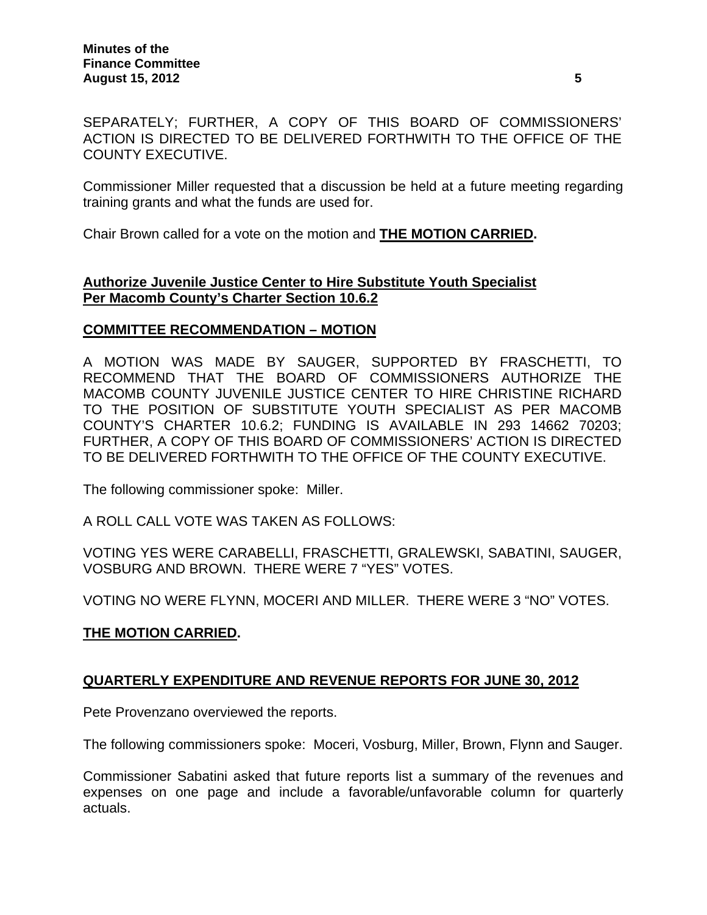SEPARATELY; FURTHER, A COPY OF THIS BOARD OF COMMISSIONERS' ACTION IS DIRECTED TO BE DELIVERED FORTHWITH TO THE OFFICE OF THE COUNTY EXECUTIVE.

Commissioner Miller requested that a discussion be held at a future meeting regarding training grants and what the funds are used for.

Chair Brown called for a vote on the motion and **THE MOTION CARRIED.**

**Authorize Juvenile Justice Center to Hire Substitute Youth Specialist Per Macomb County's Charter Section 10.6.2**

**COMMITTEE RECOMMENDATION – MOTION**

A MOTION WAS MADE BY SAUGER, SUPPORTED BY FRASCHETTI, TO RECOMMEND THAT THE BOARD OF COMMISSIONERS AUTHORIZE THE MACOMB COUNTY JUVENILE JUSTICE CENTER TO HIRE CHRISTINE RICHARD TO THE POSITION OF SUBSTITUTE YOUTH SPECIALIST AS PER MACOMB COUNTY'S CHARTER 10.6.2; FUNDING IS AVAILABLE IN 293 14662 70203; FURTHER, A COPY OF THIS BOARD OF COMMISSIONERS' ACTION IS DIRECTED TO BE DELIVERED FORTHWITH TO THE OFFICE OF THE COUNTY EXECUTIVE.

The following commissioner spoke: Miller.

A ROLL CALL VOTE WAS TAKEN AS FOLLOWS:

VOTING YES WERE CARABELLI, FRASCHETTI, GRALEWSKI, SABATINI, SAUGER, VOSBURG AND BROWN. THERE WERE 7 "YES" VOTES.

VOTING NO WERE FLYNN, MOCERI AND MILLER. THERE WERE 3 "NO" VOTES.

**THE MOTION CARRIED.**

**QUARTERLY EXPENDITURE AND REVENUE REPORTS FOR JUNE 30, 2012**

Pete Provenzano overviewed the reports.

The following commissioners spoke: Moceri, Vosburg, Miller, Brown, Flynn and Sauger.

Commissioner Sabatini asked that future reports list a summary of the revenues and expenses on one page and include a favorable/unfavorable column for quarterly actuals.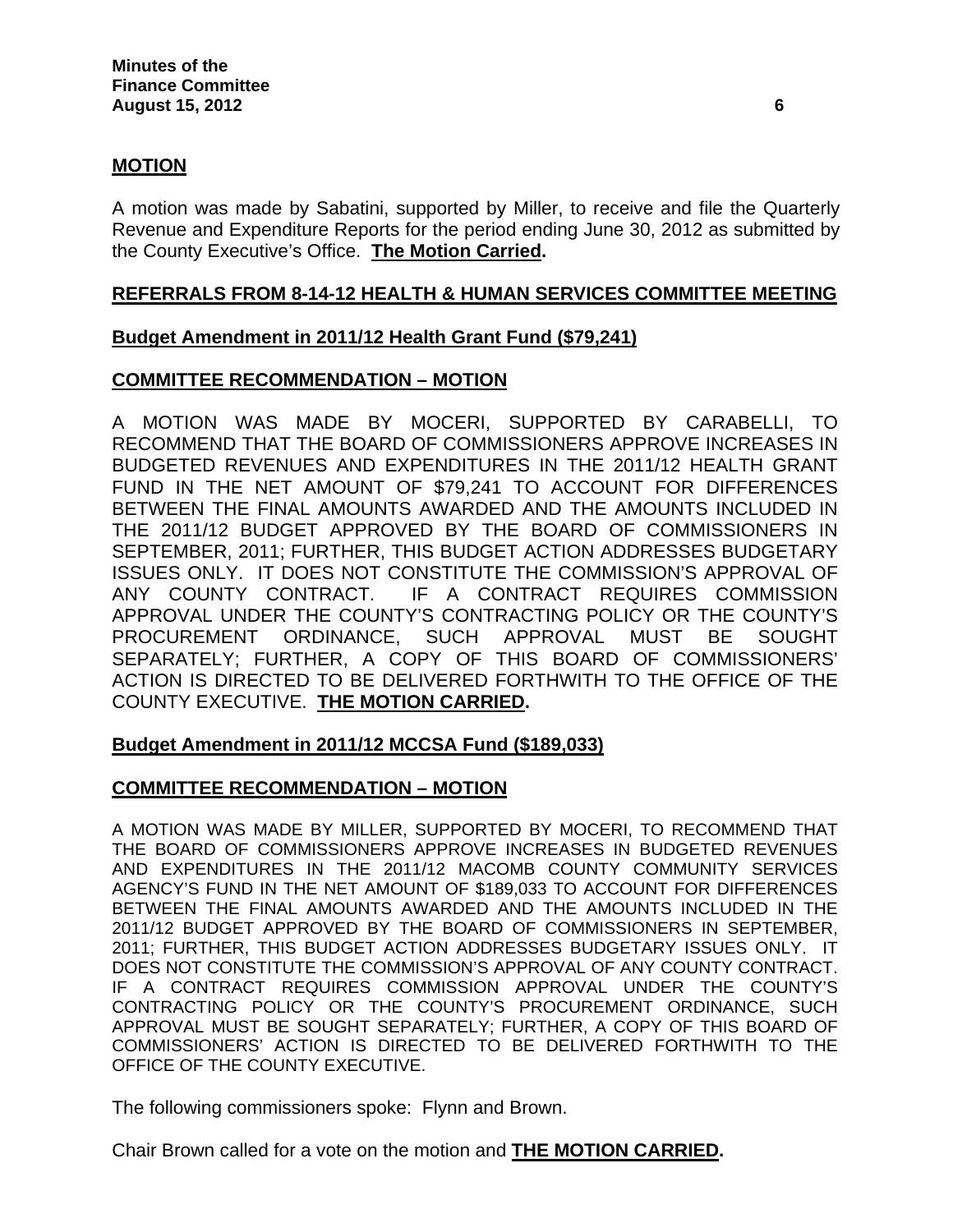**MOTION**

A motion was made by Sabatini, supported by Miller, to receive and file the Quarterly Revenue and Expenditure Reports for the period ending June 30, 2012 as submitted by the County Executive's Office. **The Motion Carried.**

**REFERRALS FROM 8-14-12 HEALTH & HUMAN SERVICES COMMITTEE MEETING**

**Budget Amendment in 2011/12 Health Grant Fund ($79,241)**

**COMMITTEE RECOMMENDATION – MOTION**

A MOTION WAS MADE BY MOCERI, SUPPORTED BY CARABELLI, TO RECOMMEND THAT THE BOARD OF COMMISSIONERS APPROVE INCREASES IN BUDGETED REVENUES AND EXPENDITURES IN THE 2011/12 HEALTH GRANT FUND IN THE NET AMOUNT OF $79,241 TO ACCOUNT FOR DIFFERENCES BETWEEN THE FINAL AMOUNTS AWARDED AND THE AMOUNTS INCLUDED IN THE 2011/12 BUDGET APPROVED BY THE BOARD OF COMMISSIONERS IN SEPTEMBER, 2011; FURTHER, THIS BUDGET ACTION ADDRESSES BUDGETARY ISSUES ONLY. IT DOES NOT CONSTITUTE THE COMMISSION'S APPROVAL OF ANY COUNTY CONTRACT. IF A CONTRACT REQUIRES COMMISSION APPROVAL UNDER THE COUNTY'S CONTRACTING POLICY OR THE COUNTY'S PROCUREMENT ORDINANCE, SUCH APPROVAL MUST BE SOUGHT SEPARATELY; FURTHER, A COPY OF THIS BOARD OF COMMISSIONERS' ACTION IS DIRECTED TO BE DELIVERED FORTHWITH TO THE OFFICE OF THE COUNTY EXECUTIVE. **THE MOTION CARRIED.**

**Budget Amendment in 2011/12 MCCSA Fund ($189,033)**

**COMMITTEE RECOMMENDATION – MOTION**

A MOTION WAS MADE BY MILLER, SUPPORTED BY MOCERI, TO RECOMMEND THAT THE BOARD OF COMMISSIONERS APPROVE INCREASES IN BUDGETED REVENUES AND EXPENDITURES IN THE 2011/12 MACOMB COUNTY COMMUNITY SERVICES AGENCY'S FUND IN THE NET AMOUNT OF $189,033 TO ACCOUNT FOR DIFFERENCES BETWEEN THE FINAL AMOUNTS AWARDED AND THE AMOUNTS INCLUDED IN THE 2011/12 BUDGET APPROVED BY THE BOARD OF COMMISSIONERS IN SEPTEMBER, 2011; FURTHER, THIS BUDGET ACTION ADDRESSES BUDGETARY ISSUES ONLY. IT DOES NOT CONSTITUTE THE COMMISSION'S APPROVAL OF ANY COUNTY CONTRACT. IF A CONTRACT REQUIRES COMMISSION APPROVAL UNDER THE COUNTY'S CONTRACTING POLICY OR THE COUNTY'S PROCUREMENT ORDINANCE, SUCH APPROVAL MUST BE SOUGHT SEPARATELY; FURTHER, A COPY OF THIS BOARD OF COMMISSIONERS' ACTION IS DIRECTED TO BE DELIVERED FORTHWITH TO THE OFFICE OF THE COUNTY EXECUTIVE.

The following commissioners spoke: Flynn and Brown.

Chair Brown called for a vote on the motion and **THE MOTION CARRIED.**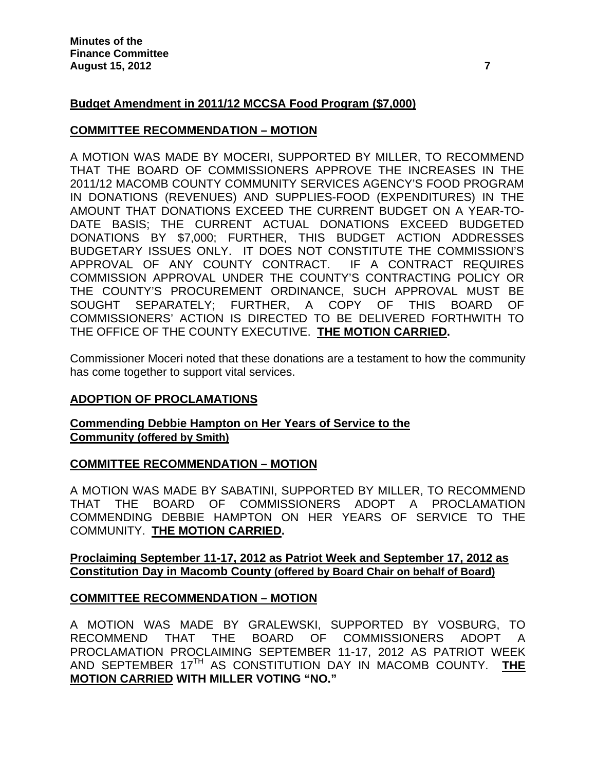**Budget Amendment in 2011/12 MCCSA Food Program ($7,000)**

**COMMITTEE RECOMMENDATION – MOTION**

A MOTION WAS MADE BY MOCERI, SUPPORTED BY MILLER, TO RECOMMEND THAT THE BOARD OF COMMISSIONERS APPROVE THE INCREASES IN THE 2011/12 MACOMB COUNTY COMMUNITY SERVICES AGENCY'S FOOD PROGRAM IN DONATIONS (REVENUES) AND SUPPLIES-FOOD (EXPENDITURES) IN THE AMOUNT THAT DONATIONS EXCEED THE CURRENT BUDGET ON A YEAR-TO-DATE BASIS; THE CURRENT ACTUAL DONATIONS EXCEED BUDGETED DONATIONS BY $7,000; FURTHER, THIS BUDGET ACTION ADDRESSES BUDGETARY ISSUES ONLY. IT DOES NOT CONSTITUTE THE COMMISSION'S APPROVAL OF ANY COUNTY CONTRACT. IF A CONTRACT REQUIRES COMMISSION APPROVAL UNDER THE COUNTY'S CONTRACTING POLICY OR THE COUNTY'S PROCUREMENT ORDINANCE, SUCH APPROVAL MUST BE SOUGHT SEPARATELY; FURTHER, A COPY OF THIS BOARD OF COMMISSIONERS' ACTION IS DIRECTED TO BE DELIVERED FORTHWITH TO THE OFFICE OF THE COUNTY EXECUTIVE. **THE MOTION CARRIED.**

Commissioner Moceri noted that these donations are a testament to how the community has come together to support vital services.

**ADOPTION OF PROCLAMATIONS**

**Commending Debbie Hampton on Her Years of Service to the Community (offered by Smith)**

**COMMITTEE RECOMMENDATION – MOTION**

A MOTION WAS MADE BY SABATINI, SUPPORTED BY MILLER, TO RECOMMEND THAT THE BOARD OF COMMISSIONERS ADOPT A PROCLAMATION COMMENDING DEBBIE HAMPTON ON HER YEARS OF SERVICE TO THE COMMUNITY. **THE MOTION CARRIED.**

**Proclaiming September 11-17, 2012 as Patriot Week and September 17, 2012 as Constitution Day in Macomb County (offered by Board Chair on behalf of Board)**

**COMMITTEE RECOMMENDATION – MOTION**

A MOTION WAS MADE BY GRALEWSKI, SUPPORTED BY VOSBURG, TO RECOMMEND THAT THE BOARD OF COMMISSIONERS ADOPT A PROCLAMATION PROCLAIMING SEPTEMBER 11-17, 2012 AS PATRIOT WEEK AND SEPTEMBER 17TH AS CONSTITUTION DAY IN MACOMB COUNTY. **THE MOTION CARRIED WITH MILLER VOTING "NO."**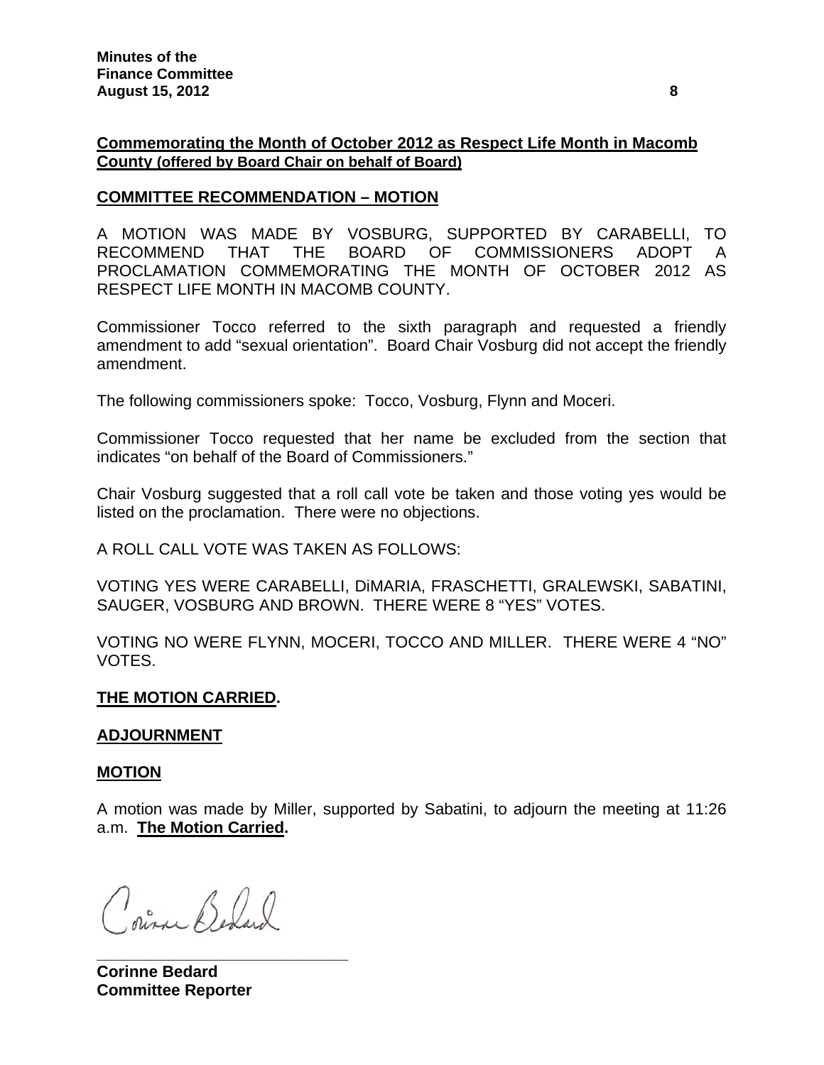**Commemorating the Month of October 2012 as Respect Life Month in Macomb County (offered by Board Chair on behalf of Board)**

**COMMITTEE RECOMMENDATION – MOTION**

A MOTION WAS MADE BY VOSBURG, SUPPORTED BY CARABELLI, TO RECOMMEND THAT THE BOARD OF COMMISSIONERS ADOPT A PROCLAMATION COMMEMORATING THE MONTH OF OCTOBER 2012 AS RESPECT LIFE MONTH IN MACOMB COUNTY.

Commissioner Tocco referred to the sixth paragraph and requested a friendly amendment to add "sexual orientation". Board Chair Vosburg did not accept the friendly amendment.

The following commissioners spoke: Tocco, Vosburg, Flynn and Moceri.

Commissioner Tocco requested that her name be excluded from the section that indicates "on behalf of the Board of Commissioners."

Chair Vosburg suggested that a roll call vote be taken and those voting yes would be listed on the proclamation. There were no objections.

A ROLL CALL VOTE WAS TAKEN AS FOLLOWS:

VOTING YES WERE CARABELLI, DiMARIA, FRASCHETTI, GRALEWSKI, SABATINI, SAUGER, VOSBURG AND BROWN. THERE WERE 8 "YES" VOTES.

VOTING NO WERE FLYNN, MOCERI, TOCCO AND MILLER. THERE WERE 4 "NO" VOTES.

**THE MOTION CARRIED.**

**ADJOURNMENT**

**MOTION**

A motion was made by Miller, supported by Sabatini, to adjourn the meeting at 11:26 a.m. **The Motion Carried.**

Corinne Bedard

**Corinne Bedard**
**Committee Reporter**